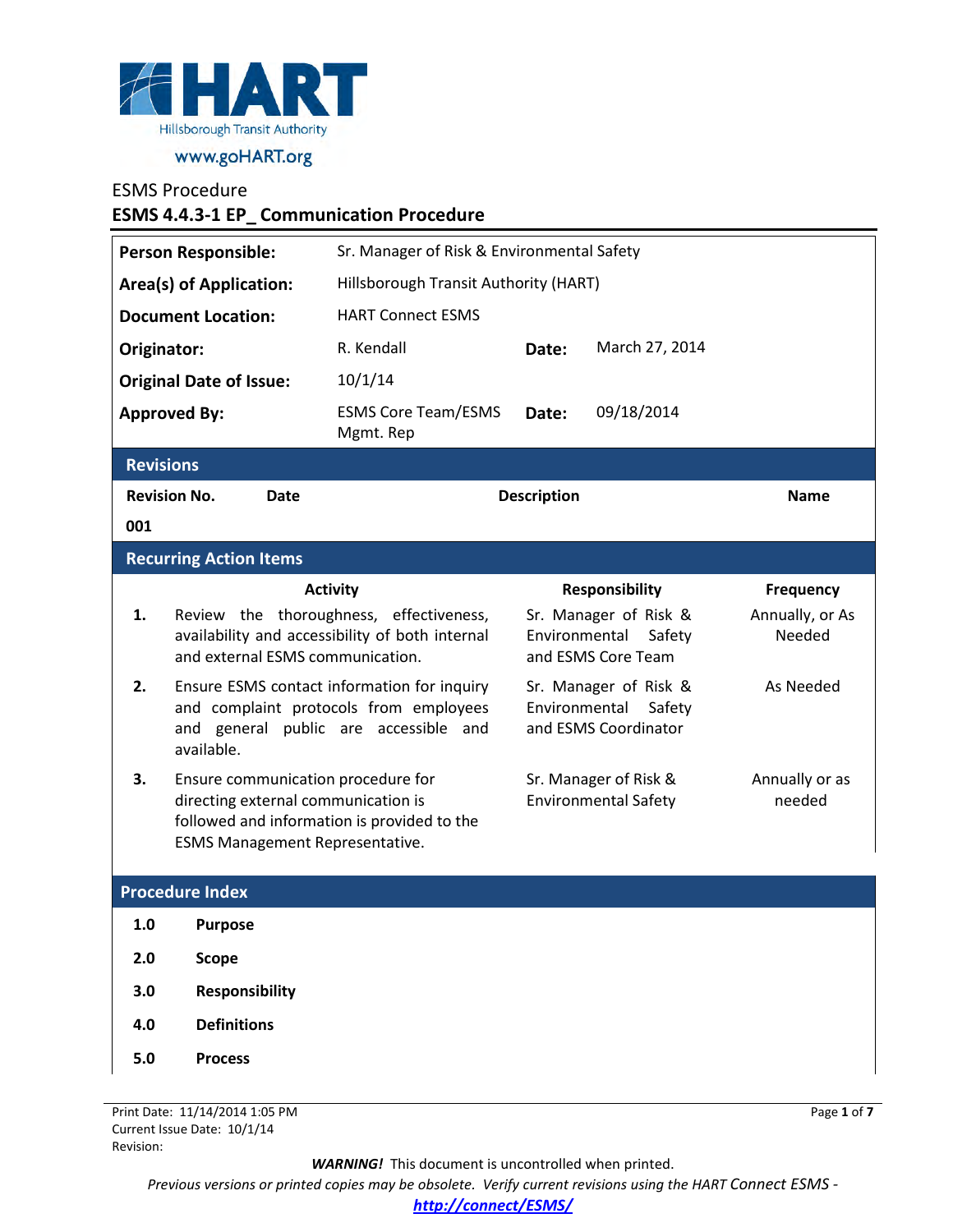HART

Hillsborough Transit Authority

www.goHART.org

ESMS Procedure

## ESMS 4.4.3-1 EP_ Communication Procedure

| | | | |
|---|---|---|---|
| **Person Responsible:** | Sr. Manager of Risk & Environmental Safety | | |
| **Area(s) of Application:** | Hillsborough Transit Authority (HART) | | |
| **Document Location:** | HART Connect ESMS | | |
| **Originator:** | R. Kendall | **Date:** | March 27, 2014 |
| **Original Date of Issue:** | 10/1/14 | | |
| **Approved By:** | ESMS Core Team/ESMS Mgmt. Rep | **Date:** | 09/18/2014 |

### Revisions

| Revision No. | Date | Description | Name |
|---|---|---|---|
| 001 | | | |

### Recurring Action Items

| | Activity | Responsibility | Frequency |
|---|---|---|---|
| **1.** | Review the thoroughness, effectiveness, availability and accessibility of both internal and external ESMS communication. | Sr. Manager of Risk & Environmental Safety and ESMS Core Team | Annually, or As Needed |
| **2.** | Ensure ESMS contact information for inquiry and complaint protocols from employees and general public are accessible and available. | Sr. Manager of Risk & Environmental Safety and ESMS Coordinator | As Needed |
| **3.** | Ensure communication procedure for directing external communication is followed and information is provided to the ESMS Management Representative. | Sr. Manager of Risk & Environmental Safety | Annually or as needed |

### Procedure Index

**1.0** **Purpose**

**2.0** **Scope**

**3.0** **Responsibility**

**4.0** **Definitions**

**5.0** **Process**

***WARNING!*** This document is uncontrolled when printed.

*Previous versions or printed copies may be obsolete. Verify current revisions using the HART Connect ESMS - http://connect/ESMS/*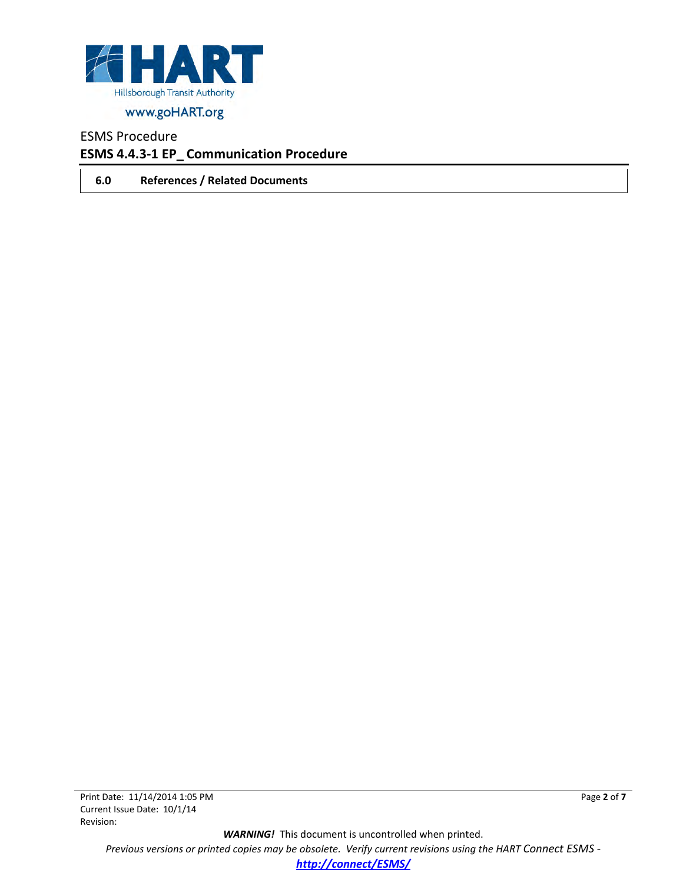## 6.0 References / Related Documents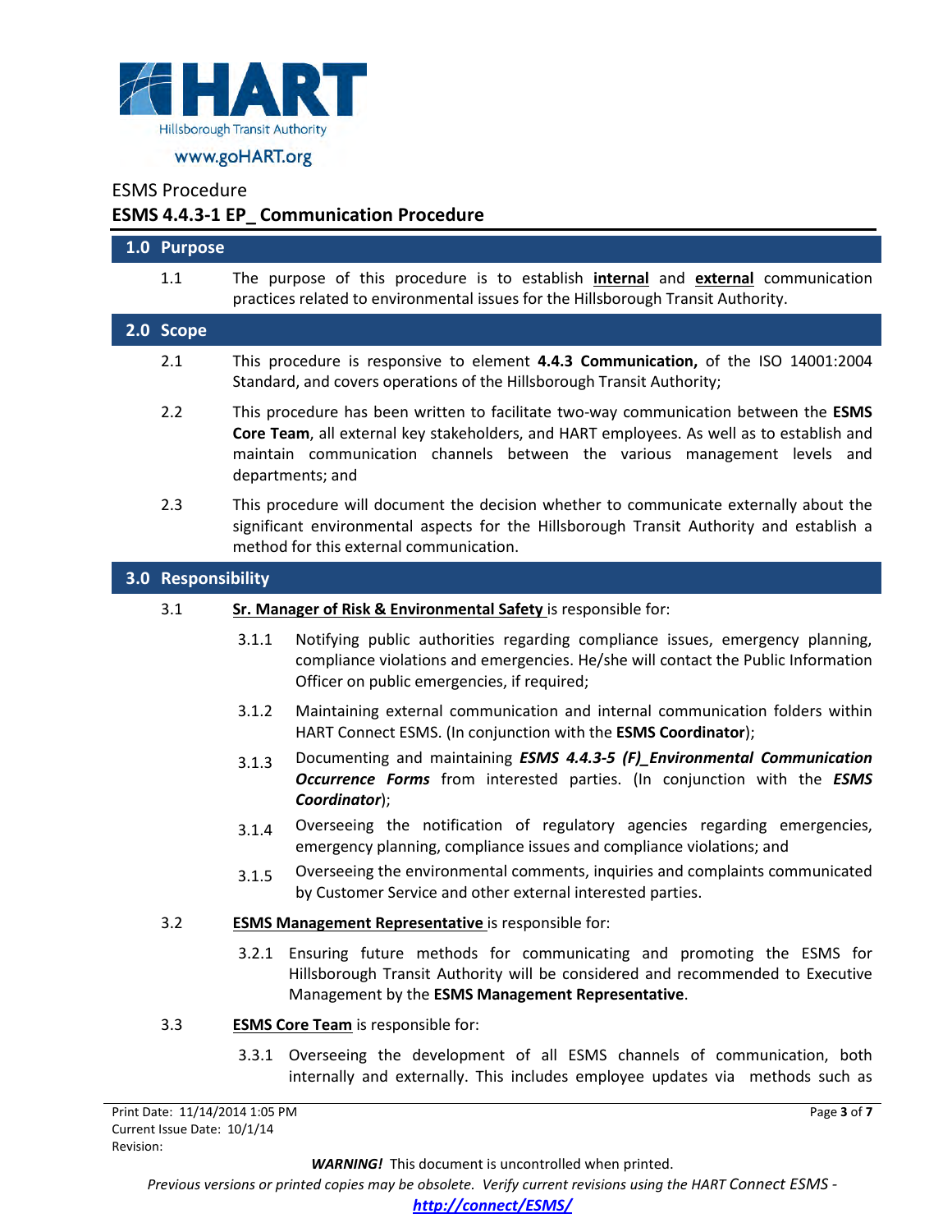ESMS Procedure

**ESMS 4.4.3-1 EP_ Communication Procedure**

## 1.0 Purpose

1.1 The purpose of this procedure is to establish **internal** and **external** communication practices related to environmental issues for the Hillsborough Transit Authority.

## 2.0 Scope

2.1 This procedure is responsive to element **4.4.3 Communication,** of the ISO 14001:2004 Standard, and covers operations of the Hillsborough Transit Authority;

2.2 This procedure has been written to facilitate two-way communication between the **ESMS Core Team**, all external key stakeholders, and HART employees. As well as to establish and maintain communication channels between the various management levels and departments; and

2.3 This procedure will document the decision whether to communicate externally about the significant environmental aspects for the Hillsborough Transit Authority and establish a method for this external communication.

## 3.0 Responsibility

3.1 **Sr. Manager of Risk & Environmental Safety** is responsible for:

3.1.1 Notifying public authorities regarding compliance issues, emergency planning, compliance violations and emergencies. He/she will contact the Public Information Officer on public emergencies, if required;

3.1.2 Maintaining external communication and internal communication folders within HART Connect ESMS. (In conjunction with the **ESMS Coordinator**);

3.1.3 Documenting and maintaining ***ESMS 4.4.3-5 (F)_Environmental Communication Occurrence Forms*** from interested parties. (In conjunction with the ***ESMS Coordinator***);

3.1.4 Overseeing the notification of regulatory agencies regarding emergencies, emergency planning, compliance issues and compliance violations; and

3.1.5 Overseeing the environmental comments, inquiries and complaints communicated by Customer Service and other external interested parties.

3.2 **ESMS Management Representative** is responsible for:

3.2.1 Ensuring future methods for communicating and promoting the ESMS for Hillsborough Transit Authority will be considered and recommended to Executive Management by the **ESMS Management Representative**.

3.3 **ESMS Core Team** is responsible for:

3.3.1 Overseeing the development of all ESMS channels of communication, both internally and externally. This includes employee updates via methods such as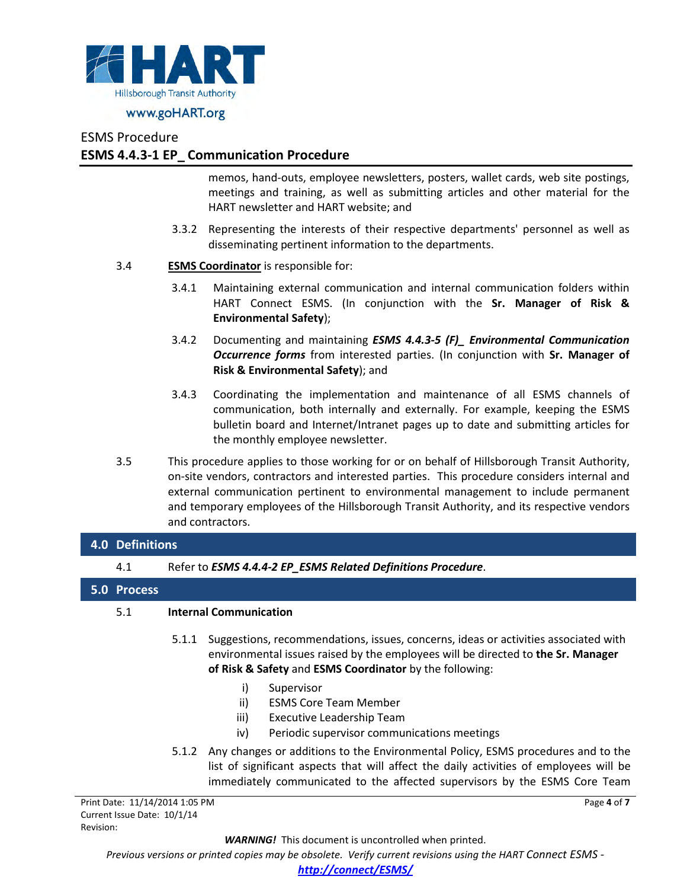memos, hand-outs, employee newsletters, posters, wallet cards, web site postings, meetings and training, as well as submitting articles and other material for the HART newsletter and HART website; and

3.3.2 Representing the interests of their respective departments' personnel as well as disseminating pertinent information to the departments.

3.4 **ESMS Coordinator** is responsible for:

3.4.1 Maintaining external communication and internal communication folders within HART Connect ESMS. (In conjunction with the **Sr. Manager of Risk & Environmental Safety**);

3.4.2 Documenting and maintaining ***ESMS 4.4.3-5 (F)_ Environmental Communication Occurrence forms*** from interested parties. (In conjunction with **Sr. Manager of Risk & Environmental Safety**); and

3.4.3 Coordinating the implementation and maintenance of all ESMS channels of communication, both internally and externally. For example, keeping the ESMS bulletin board and Internet/Intranet pages up to date and submitting articles for the monthly employee newsletter.

3.5 This procedure applies to those working for or on behalf of Hillsborough Transit Authority, on-site vendors, contractors and interested parties. This procedure considers internal and external communication pertinent to environmental management to include permanent and temporary employees of the Hillsborough Transit Authority, and its respective vendors and contractors.

## 4.0 Definitions

4.1 Refer to ***ESMS 4.4.4-2 EP_ESMS Related Definitions Procedure***.

## 5.0 Process

5.1 **Internal Communication**

5.1.1 Suggestions, recommendations, issues, concerns, ideas or activities associated with environmental issues raised by the employees will be directed to **the Sr. Manager of Risk & Safety** and **ESMS Coordinator** by the following:

i) Supervisor
ii) ESMS Core Team Member
iii) Executive Leadership Team
iv) Periodic supervisor communications meetings

5.1.2 Any changes or additions to the Environmental Policy, ESMS procedures and to the list of significant aspects that will affect the daily activities of employees will be immediately communicated to the affected supervisors by the ESMS Core Team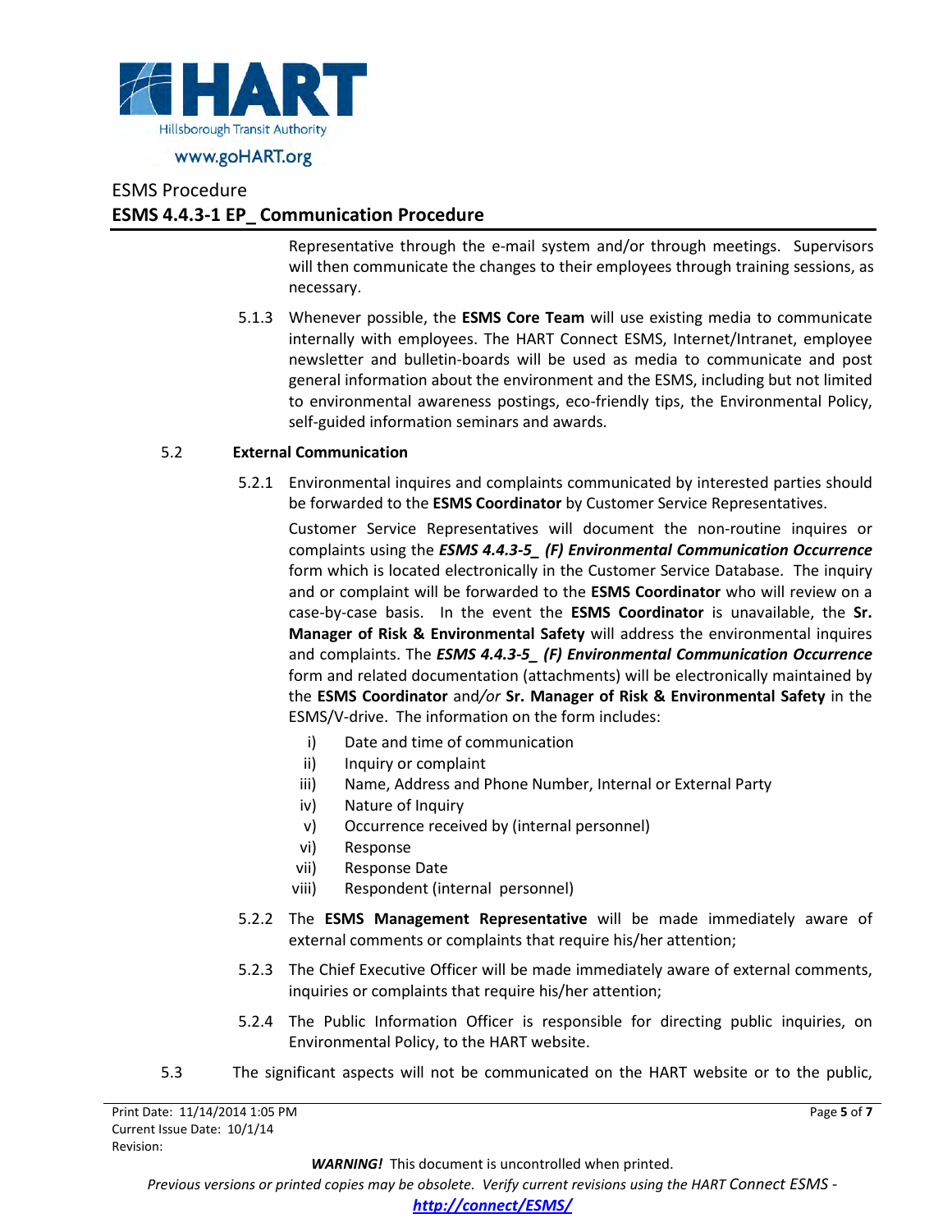Representative through the e-mail system and/or through meetings. Supervisors will then communicate the changes to their employees through training sessions, as necessary.

5.1.3 Whenever possible, the **ESMS Core Team** will use existing media to communicate internally with employees. The HART Connect ESMS, Internet/Intranet, employee newsletter and bulletin-boards will be used as media to communicate and post general information about the environment and the ESMS, including but not limited to environmental awareness postings, eco-friendly tips, the Environmental Policy, self-guided information seminars and awards.

5.2 **External Communication**

5.2.1 Environmental inquires and complaints communicated by interested parties should be forwarded to the **ESMS Coordinator** by Customer Service Representatives.

Customer Service Representatives will document the non-routine inquires or complaints using the ***ESMS 4.4.3-5_ (F) Environmental Communication Occurrence*** form which is located electronically in the Customer Service Database. The inquiry and or complaint will be forwarded to the **ESMS Coordinator** who will review on a case-by-case basis. In the event the **ESMS Coordinator** is unavailable, the **Sr. Manager of Risk & Environmental Safety** will address the environmental inquires and complaints. The ***ESMS 4.4.3-5_ (F) Environmental Communication Occurrence*** form and related documentation (attachments) will be electronically maintained by the **ESMS Coordinator** and*/or* **Sr. Manager of Risk & Environmental Safety** in the ESMS/V-drive. The information on the form includes:

i) Date and time of communication
ii) Inquiry or complaint
iii) Name, Address and Phone Number, Internal or External Party
iv) Nature of Inquiry
v) Occurrence received by (internal personnel)
vi) Response
vii) Response Date
viii) Respondent (internal personnel)

5.2.2 The **ESMS Management Representative** will be made immediately aware of external comments or complaints that require his/her attention;

5.2.3 The Chief Executive Officer will be made immediately aware of external comments, inquiries or complaints that require his/her attention;

5.2.4 The Public Information Officer is responsible for directing public inquiries, on Environmental Policy, to the HART website.

5.3 The significant aspects will not be communicated on the HART website or to the public,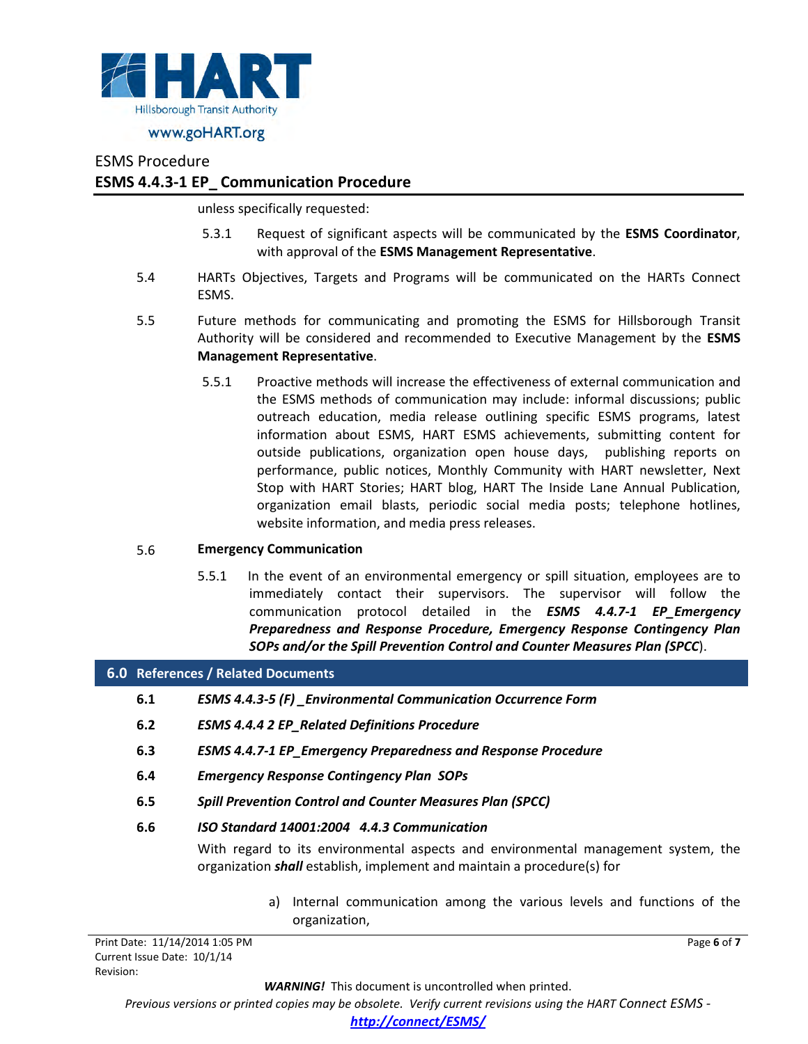unless specifically requested:

5.3.1 Request of significant aspects will be communicated by the **ESMS Coordinator**, with approval of the **ESMS Management Representative**.

5.4 HARTs Objectives, Targets and Programs will be communicated on the HARTs Connect ESMS.

5.5 Future methods for communicating and promoting the ESMS for Hillsborough Transit Authority will be considered and recommended to Executive Management by the **ESMS Management Representative**.

5.5.1 Proactive methods will increase the effectiveness of external communication and the ESMS methods of communication may include: informal discussions; public outreach education, media release outlining specific ESMS programs, latest information about ESMS, HART ESMS achievements, submitting content for outside publications, organization open house days, publishing reports on performance, public notices, Monthly Community with HART newsletter, Next Stop with HART Stories; HART blog, HART The Inside Lane Annual Publication, organization email blasts, periodic social media posts; telephone hotlines, website information, and media press releases.

5.6 **Emergency Communication**

5.5.1 In the event of an environmental emergency or spill situation, employees are to immediately contact their supervisors. The supervisor will follow the communication protocol detailed in the ***ESMS 4.4.7-1 EP_Emergency Preparedness and Response Procedure, Emergency Response Contingency Plan SOPs and/or the Spill Prevention Control and Counter Measures Plan (SPCC)***.

## 6.0 References / Related Documents

**6.1** ***ESMS 4.4.3-5 (F) _Environmental Communication Occurrence Form***

**6.2** ***ESMS 4.4.4 2 EP_Related Definitions Procedure***

**6.3** ***ESMS 4.4.7-1 EP_Emergency Preparedness and Response Procedure***

**6.4** ***Emergency Response Contingency Plan SOPs***

**6.5** ***Spill Prevention Control and Counter Measures Plan (SPCC)***

**6.6** ***ISO Standard 14001:2004 4.4.3 Communication***

With regard to its environmental aspects and environmental management system, the organization ***shall*** establish, implement and maintain a procedure(s) for

a) Internal communication among the various levels and functions of the organization,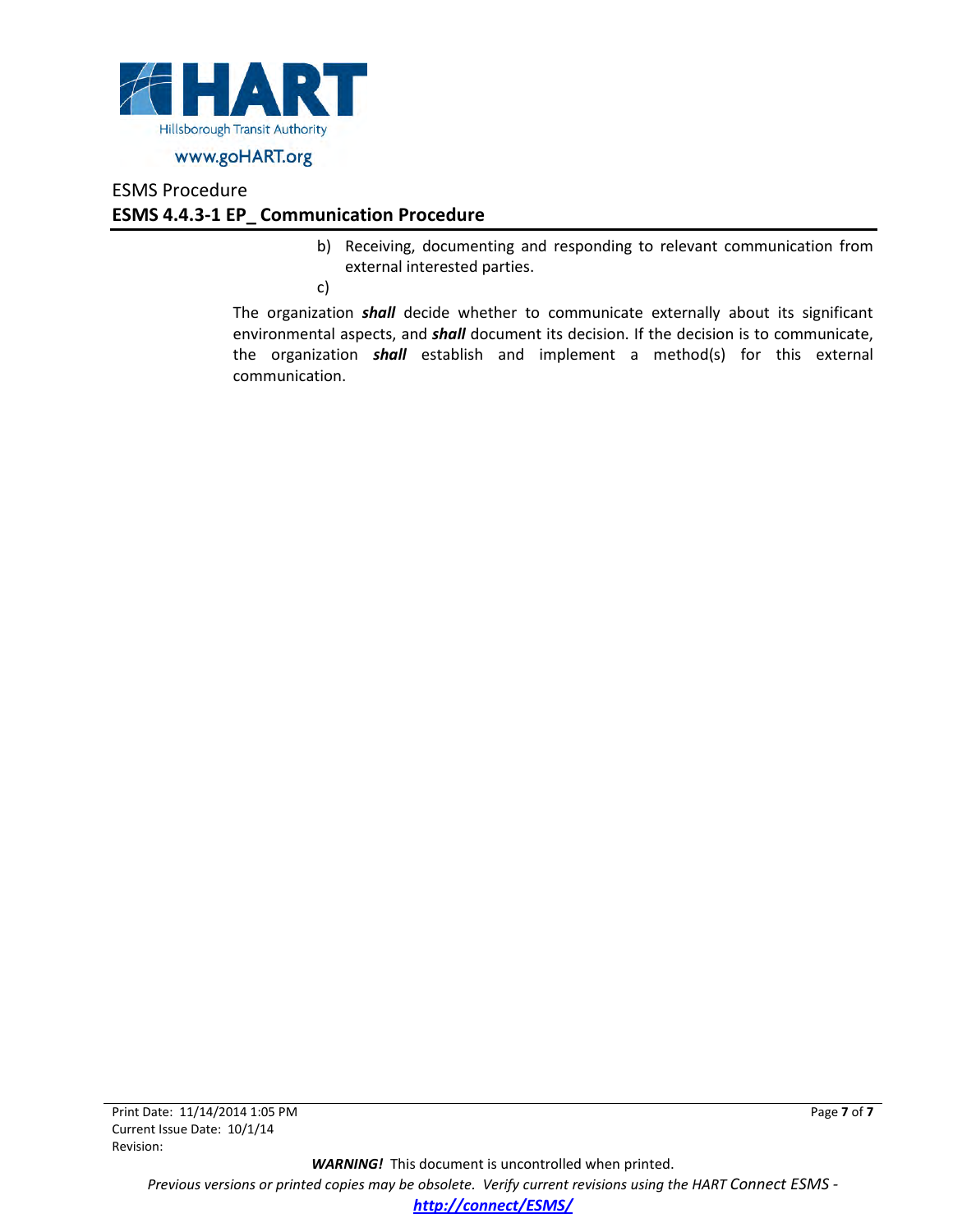b) Receiving, documenting and responding to relevant communication from external interested parties.

c)

The organization ***shall*** decide whether to communicate externally about its significant environmental aspects, and ***shall*** document its decision. If the decision is to communicate, the organization ***shall*** establish and implement a method(s) for this external communication.